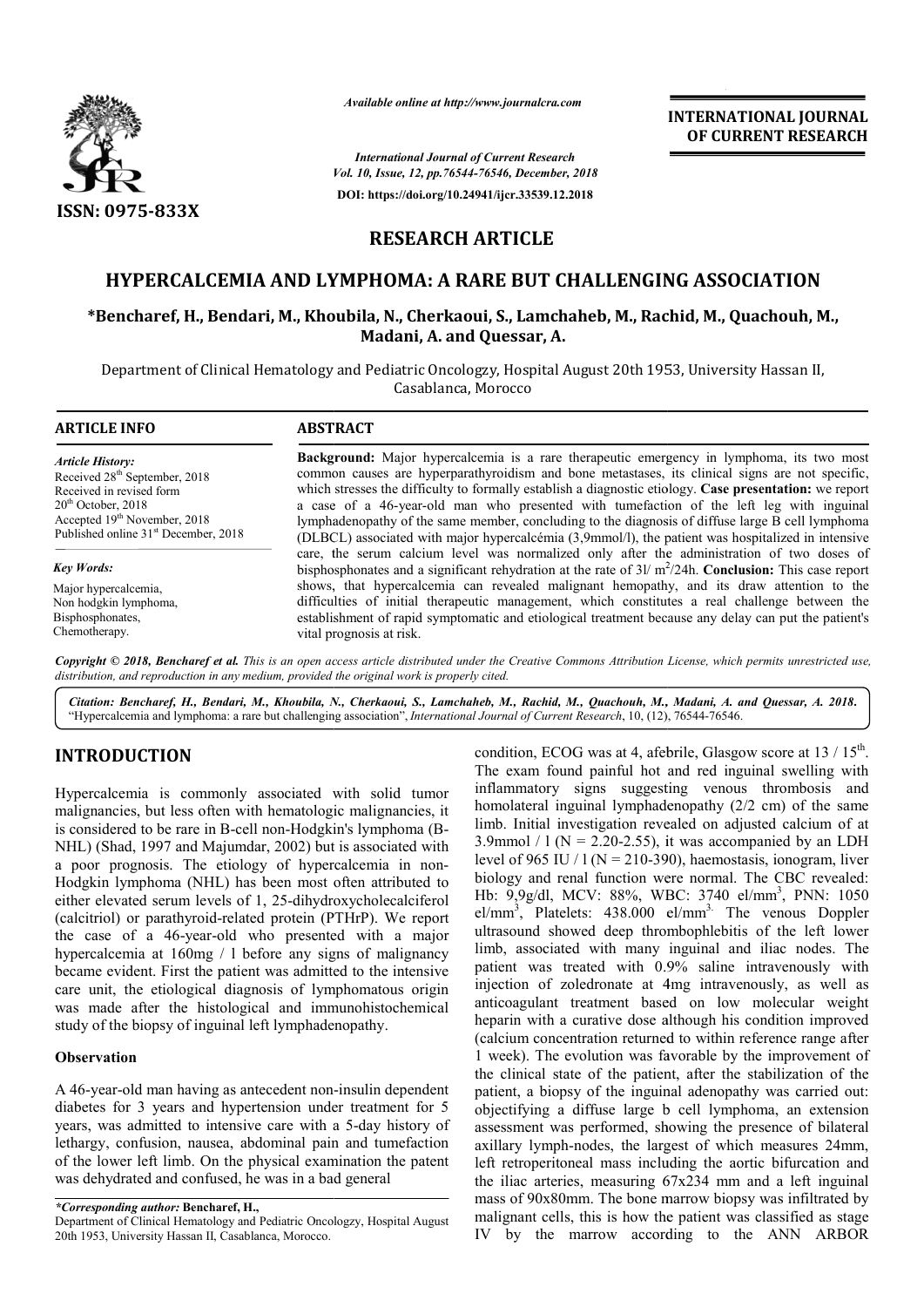*Available online at http://www.journalcra.com*

*International Journal of Current Research*
*Vol. 10, Issue, 12, pp.76544-76546, December, 2018*

**DOI: https://doi.org/10.24941/ijcr.33539.12.2018**

**INTERNATIONAL JOURNAL OF CURRENT RESEARCH**

**ISSN: 0975-833X**

## RESEARCH ARTICLE

# HYPERCALCEMIA AND LYMPHOMA: A RARE BUT CHALLENGING ASSOCIATION

**\*Bencharef, H., Bendari, M., Khoubila, N., Cherkaoui, S., Lamchaheb, M., Rachid, M., Quachouh, M., Madani, A. and Quessar, A.**

Department of Clinical Hematology and Pediatric Oncologzy, Hospital August 20th 1953, University Hassan II, Casablanca, Morocco

### ARTICLE INFO

*Article History:*
Received 28th September, 2018
Received in revised form
20th October, 2018
Accepted 19th November, 2018
Published online 31st December, 2018

*Key Words:*
Major hypercalcemia,
Non hodgkin lymphoma,
Bisphosphonates,
Chemotherapy.

### ABSTRACT

**Background:** Major hypercalcemia is a rare therapeutic emergency in lymphoma, its two most common causes are hyperparathyroidism and bone metastases, its clinical signs are not specific, which stresses the difficulty to formally establish a diagnostic etiology. **Case presentation:** we report a case of a 46-year-old man who presented with tumefaction of the left leg with inguinal lymphadenopathy of the same member, concluding to the diagnosis of diffuse large B cell lymphoma (DLBCL) associated with major hypercalcémia (3,9mmol/l), the patient was hospitalized in intensive care, the serum calcium level was normalized only after the administration of two doses of bisphosphonates and a significant rehydration at the rate of 3l/ $m^2$/24h. **Conclusion:** This case report shows, that hypercalcemia can revealed malignant hemopathy, and its draw attention to the difficulties of initial therapeutic management, which constitutes a real challenge between the establishment of rapid symptomatic and etiological treatment because any delay can put the patient's vital prognosis at risk.

*Copyright © 2018, Bencharef et al. This is an open access article distributed under the Creative Commons Attribution License, which permits unrestricted use, distribution, and reproduction in any medium, provided the original work is properly cited.*

**Citation: Bencharef, H., Bendari, M., Khoubila, N., Cherkaoui, S., Lamchaheb, M., Rachid, M., Quachouh, M., Madani, A. and Quessar, A. 2018.** "Hypercalcemia and lymphoma: a rare but challenging association", *International Journal of Current Research*, 10, (12), 76544-76546.

## INTRODUCTION

Hypercalcemia is commonly associated with solid tumor malignancies, but less often with hematologic malignancies, it is considered to be rare in B-cell non-Hodgkin's lymphoma (B-NHL) (Shad, 1997 and Majumdar, 2002) but is associated with a poor prognosis. The etiology of hypercalcemia in non-Hodgkin lymphoma (NHL) has been most often attributed to either elevated serum levels of 1, 25-dihydroxycholecalciferol (calcitriol) or parathyroid-related protein (PTHrP). We report the case of a 46-year-old who presented with a major hypercalcemia at 160mg / l before any signs of malignancy became evident. First the patient was admitted to the intensive care unit, the etiological diagnosis of lymphomatous origin was made after the histological and immunohistochemical study of the biopsy of inguinal left lymphadenopathy.

### Observation

A 46-year-old man having as antecedent non-insulin dependent diabetes for 3 years and hypertension under treatment for 5 years, was admitted to intensive care with a 5-day history of lethargy, confusion, nausea, abdominal pain and tumefaction of the lower left limb. On the physical examination the patent was dehydrated and confused, he was in a bad general condition, ECOG was at 4, afebrile, Glasgow score at 13 / 15th. The exam found painful hot and red inguinal swelling with inflammatory signs suggesting venous thrombosis and homolateral inguinal lymphadenopathy (2/2 cm) of the same limb. Initial investigation revealed on adjusted calcium of at 3.9mmol / l (N = 2.20-2.55), it was accompanied by an LDH level of 965 IU / l (N = 210-390), haemostasis, ionogram, liver biology and renal function were normal. The CBC revealed: Hb: 9,9g/dl, MCV: 88%, WBC: 3740 el/$mm^3$, PNN: 1050 el/$mm^3$, Platelets: 438.000 el/$mm^3$. The venous Doppler ultrasound showed deep thrombophlebitis of the left lower limb, associated with many inguinal and iliac nodes. The patient was treated with 0.9% saline intravenously with injection of zoledronate at 4mg intravenously, as well as anticoagulant treatment based on low molecular weight heparin with a curative dose although his condition improved (calcium concentration returned to within reference range after 1 week). The evolution was favorable by the improvement of the clinical state of the patient, after the stabilization of the patient, a biopsy of the inguinal adenopathy was carried out: objectifying a diffuse large b cell lymphoma, an extension assessment was performed, showing the presence of bilateral axillary lymph-nodes, the largest of which measures 24mm, left retroperitoneal mass including the aortic bifurcation and the iliac arteries, measuring 67x234 mm and a left inguinal mass of 90x80mm. The bone marrow biopsy was infiltrated by malignant cells, this is how the patient was classified as stage IV by the marrow according to the ANN ARBOR

*\*Corresponding author:* **Bencharef, H.,**
Department of Clinical Hematology and Pediatric Oncologzy, Hospital August 20th 1953, University Hassan II, Casablanca, Morocco.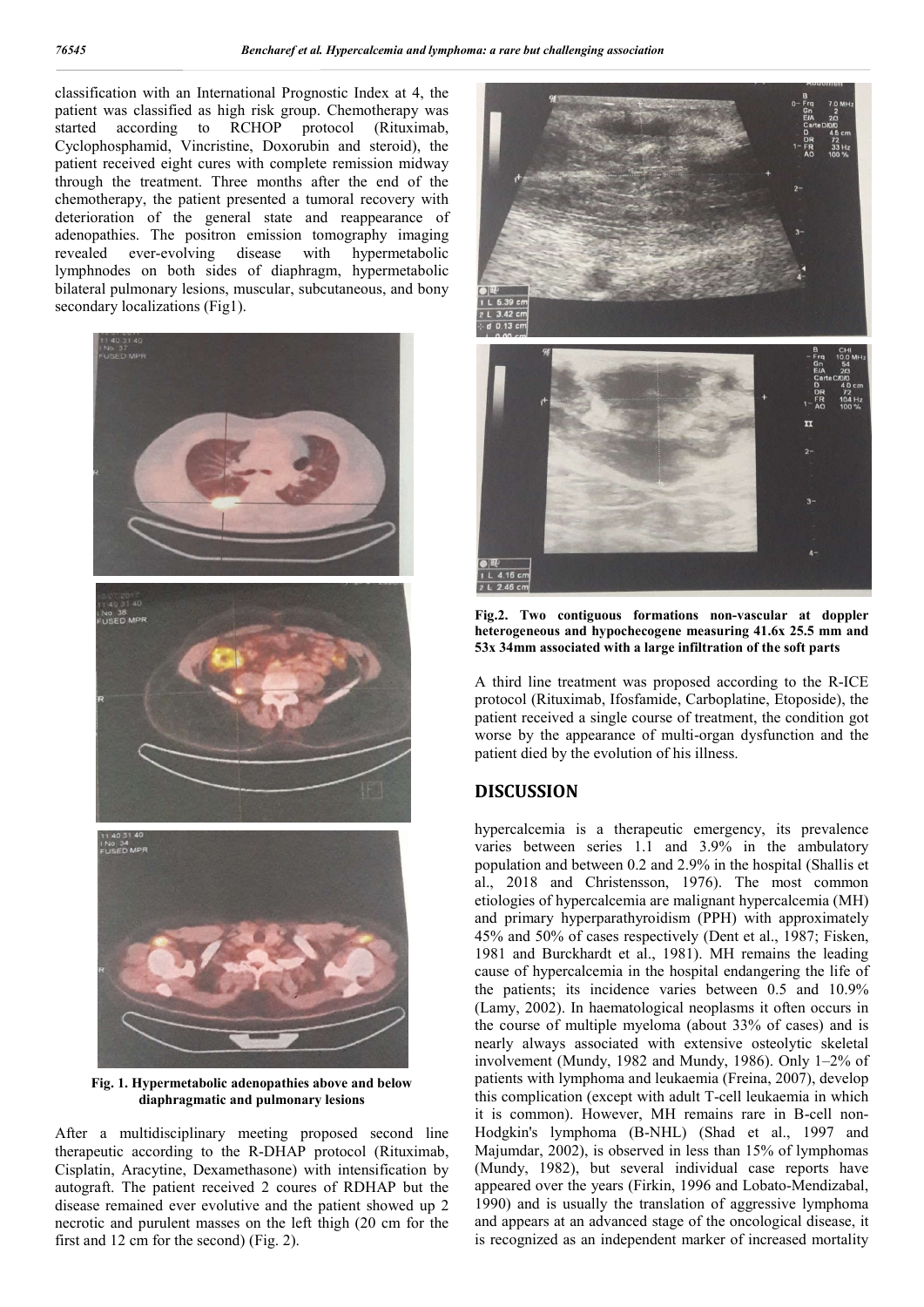classification with an International Prognostic Index at 4, the patient was classified as high risk group. Chemotherapy was started according to RCHOP protocol (Rituximab, Cyclophosphamid, Vincristine, Doxorubin and steroid), the patient received eight cures with complete remission midway through the treatment. Three months after the end of the chemotherapy, the patient presented a tumoral recovery with deterioration of the general state and reappearance of adenopathies. The positron emission tomography imaging revealed ever-evolving disease with hypermetabolic lymphnodes on both sides of diaphragm, hypermetabolic bilateral pulmonary lesions, muscular, subcutaneous, and bony secondary localizations (Fig1).

**Fig. 1. Hypermetabolic adenopathies above and below diaphragmatic and pulmonary lesions**

After a multidisciplinary meeting proposed second line therapeutic according to the R-DHAP protocol (Rituximab, Cisplatin, Aracytine, Dexamethasone) with intensification by autograft. The patient received 2 coures of RDHAP but the disease remained ever evolutive and the patient showed up 2 necrotic and purulent masses on the left thigh (20 cm for the first and 12 cm for the second) (Fig. 2).

**Fig.2. Two contiguous formations non-vascular at doppler heterogeneous and hypochecogene measuring 41.6x 25.5 mm and 53x 34mm associated with a large infiltration of the soft parts**

A third line treatment was proposed according to the R-ICE protocol (Rituximab, Ifosfamide, Carboplatine, Etoposide), the patient received a single course of treatment, the condition got worse by the appearance of multi-organ dysfunction and the patient died by the evolution of his illness.

## DISCUSSION

hypercalcemia is a therapeutic emergency, its prevalence varies between series 1.1 and 3.9% in the ambulatory population and between 0.2 and 2.9% in the hospital (Shallis et al., 2018 and Christensson, 1976). The most common etiologies of hypercalcemia are malignant hypercalcemia (MH) and primary hyperparathyroidism (PPH) with approximately 45% and 50% of cases respectively (Dent et al., 1987; Fisken, 1981 and Burckhardt et al., 1981). MH remains the leading cause of hypercalcemia in the hospital endangering the life of the patients; its incidence varies between 0.5 and 10.9% (Lamy, 2002). In haematological neoplasms it often occurs in the course of multiple myeloma (about 33% of cases) and is nearly always associated with extensive osteolytic skeletal involvement (Mundy, 1982 and Mundy, 1986). Only 1–2% of patients with lymphoma and leukaemia (Freina, 2007), develop this complication (except with adult T-cell leukaemia in which it is common). However, MH remains rare in B-cell non-Hodgkin's lymphoma (B-NHL) (Shad et al., 1997 and Majumdar, 2002), is observed in less than 15% of lymphomas (Mundy, 1982), but several individual case reports have appeared over the years (Firkin, 1996 and Lobato-Mendizabal, 1990) and is usually the translation of aggressive lymphoma and appears at an advanced stage of the oncological disease, it is recognized as an independent marker of increased mortality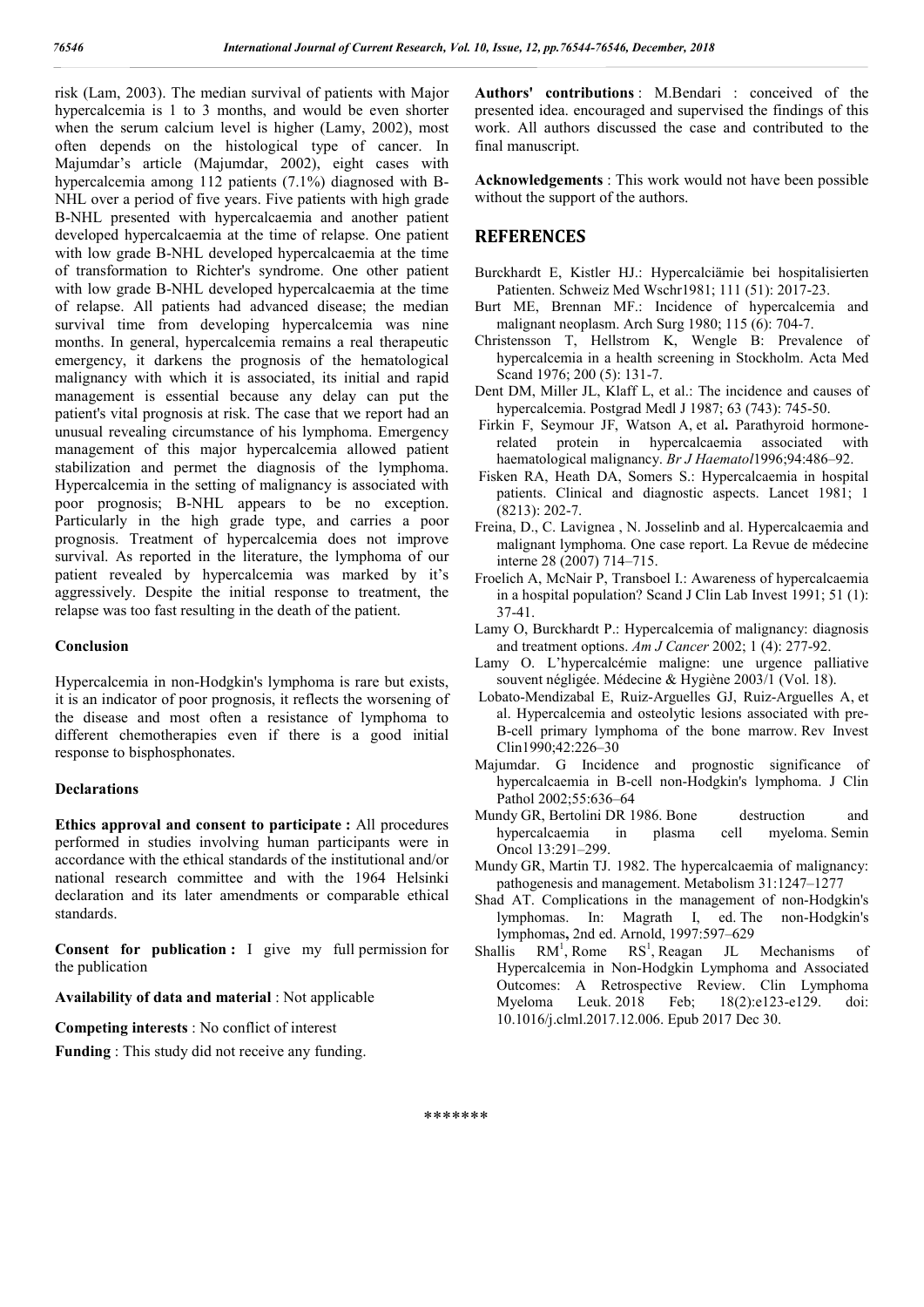risk (Lam, 2003). The median survival of patients with Major hypercalcemia is 1 to 3 months, and would be even shorter when the serum calcium level is higher (Lamy, 2002), most often depends on the histological type of cancer. In Majumdar's article (Majumdar, 2002), eight cases with hypercalcemia among 112 patients (7.1%) diagnosed with B-NHL over a period of five years. Five patients with high grade B-NHL presented with hypercalcaemia and another patient developed hypercalcaemia at the time of relapse. One patient with low grade B-NHL developed hypercalcaemia at the time of transformation to Richter's syndrome. One other patient with low grade B-NHL developed hypercalcaemia at the time of relapse. All patients had advanced disease; the median survival time from developing hypercalcemia was nine months. In general, hypercalcemia remains a real therapeutic emergency, it darkens the prognosis of the hematological malignancy with which it is associated, its initial and rapid management is essential because any delay can put the patient's vital prognosis at risk. The case that we report had an unusual revealing circumstance of his lymphoma. Emergency management of this major hypercalcemia allowed patient stabilization and permet the diagnosis of the lymphoma. Hypercalcemia in the setting of malignancy is associated with poor prognosis; B-NHL appears to be no exception. Particularly in the high grade type, and carries a poor prognosis. Treatment of hypercalcemia does not improve survival. As reported in the literature, the lymphoma of our patient revealed by hypercalcemia was marked by it's aggressively. Despite the initial response to treatment, the relapse was too fast resulting in the death of the patient.

### Conclusion

Hypercalcemia in non-Hodgkin's lymphoma is rare but exists, it is an indicator of poor prognosis, it reflects the worsening of the disease and most often a resistance of lymphoma to different chemotherapies even if there is a good initial response to bisphosphonates.

### Declarations

**Ethics approval and consent to participate :** All procedures performed in studies involving human participants were in accordance with the ethical standards of the institutional and/or national research committee and with the 1964 Helsinki declaration and its later amendments or comparable ethical standards.

**Consent for publication :** I give my full permission for the publication

**Availability of data and material** : Not applicable

**Competing interests** : No conflict of interest

**Funding** : This study did not receive any funding.

**Authors' contributions** : M.Bendari : conceived of the presented idea. encouraged and supervised the findings of this work. All authors discussed the case and contributed to the final manuscript.

**Acknowledgements** : This work would not have been possible without the support of the authors.

## REFERENCES

Burckhardt E, Kistler HJ.: Hypercalciämie bei hospitalisierten Patienten. Schweiz Med Wschr1981; 111 (51): 2017-23.

Burt ME, Brennan MF.: Incidence of hypercalcemia and malignant neoplasm. Arch Surg 1980; 115 (6): 704-7.

Christensson T, Hellstrom K, Wengle B: Prevalence of hypercalcemia in a health screening in Stockholm. Acta Med Scand 1976; 200 (5): 131-7.

Dent DM, Miller JL, Klaff L, et al.: The incidence and causes of hypercalcemia. Postgrad Medl J 1987; 63 (743): 745-50.

Firkin F, Seymour JF, Watson A, et al**.** Parathyroid hormone-related protein in hypercalcaemia associated with haematological malignancy. *Br J Haematol*1996;94:486–92.

Fisken RA, Heath DA, Somers S.: Hypercalcaemia in hospital patients. Clinical and diagnostic aspects. Lancet 1981; 1 (8213): 202-7.

Freina, D., C. Lavignea , N. Josselinb and al. Hypercalcaemia and malignant lymphoma. One case report. La Revue de médecine interne 28 (2007) 714–715.

Froelich A, McNair P, Transboel I.: Awareness of hypercalcaemia in a hospital population? Scand J Clin Lab Invest 1991; 51 (1): 37-41.

Lamy O, Burckhardt P.: Hypercalcemia of malignancy: diagnosis and treatment options. *Am J Cancer* 2002; 1 (4): 277-92.

Lamy O. L'hypercalcémie maligne: une urgence palliative souvent négligée. Médecine & Hygiène 2003/1 (Vol. 18).

Lobato-Mendizabal E, Ruiz-Arguelles GJ, Ruiz-Arguelles A, et al. Hypercalcaemia and osteolytic lesions associated with pre-B-cell primary lymphoma of the bone marrow. Rev Invest Clin1990;42:226–30

Majumdar. G Incidence and prognostic significance of hypercalcaemia in B-cell non-Hodgkin's lymphoma. J Clin Pathol 2002;55:636–64

Mundy GR, Bertolini DR 1986. Bone destruction and hypercalcaemia in plasma cell myeloma. Semin Oncol 13:291–299.

Mundy GR, Martin TJ. 1982. The hypercalcaemia of malignancy: pathogenesis and management. Metabolism 31:1247–1277

Shad AT. Complications in the management of non-Hodgkin's lymphomas. In: Magrath I, ed. The non-Hodgkin's lymphomas**,** 2nd ed. Arnold, 1997:597–629

Shallis RM[1], Rome RS[1], Reagan JL Mechanisms of Hypercalcemia in Non-Hodgkin Lymphoma and Associated Outcomes: A Retrospective Review. Clin Lymphoma Myeloma Leuk. 2018 Feb; 18(2):e123-e129. doi: 10.1016/j.clml.2017.12.006. Epub 2017 Dec 30.

\*\*\*\*\*\*\*